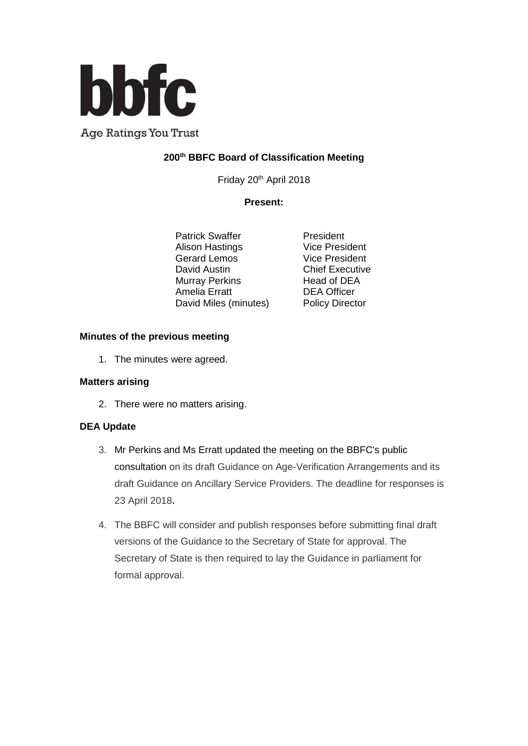bbfc

Age Ratings You Trust

# 200th BBFC Board of Classification Meeting

Friday 20th April 2018

**Present:**

| | |
|---|---|
| Patrick Swaffer | President |
| Alison Hastings | Vice President |
| Gerard Lemos | Vice President |
| David Austin | Chief Executive |
| Murray Perkins | Head of DEA |
| Amelia Erratt | DEA Officer |
| David Miles (minutes) | Policy Director |

**Minutes of the previous meeting**

1. The minutes were agreed.

**Matters arising**

2. There were no matters arising.

**DEA Update**

3. Mr Perkins and Ms Erratt updated the meeting on the BBFC's public consultation on its draft Guidance on Age-Verification Arrangements and its draft Guidance on Ancillary Service Providers. The deadline for responses is 23 April 2018.

4. The BBFC will consider and publish responses before submitting final draft versions of the Guidance to the Secretary of State for approval. The Secretary of State is then required to lay the Guidance in parliament for formal approval.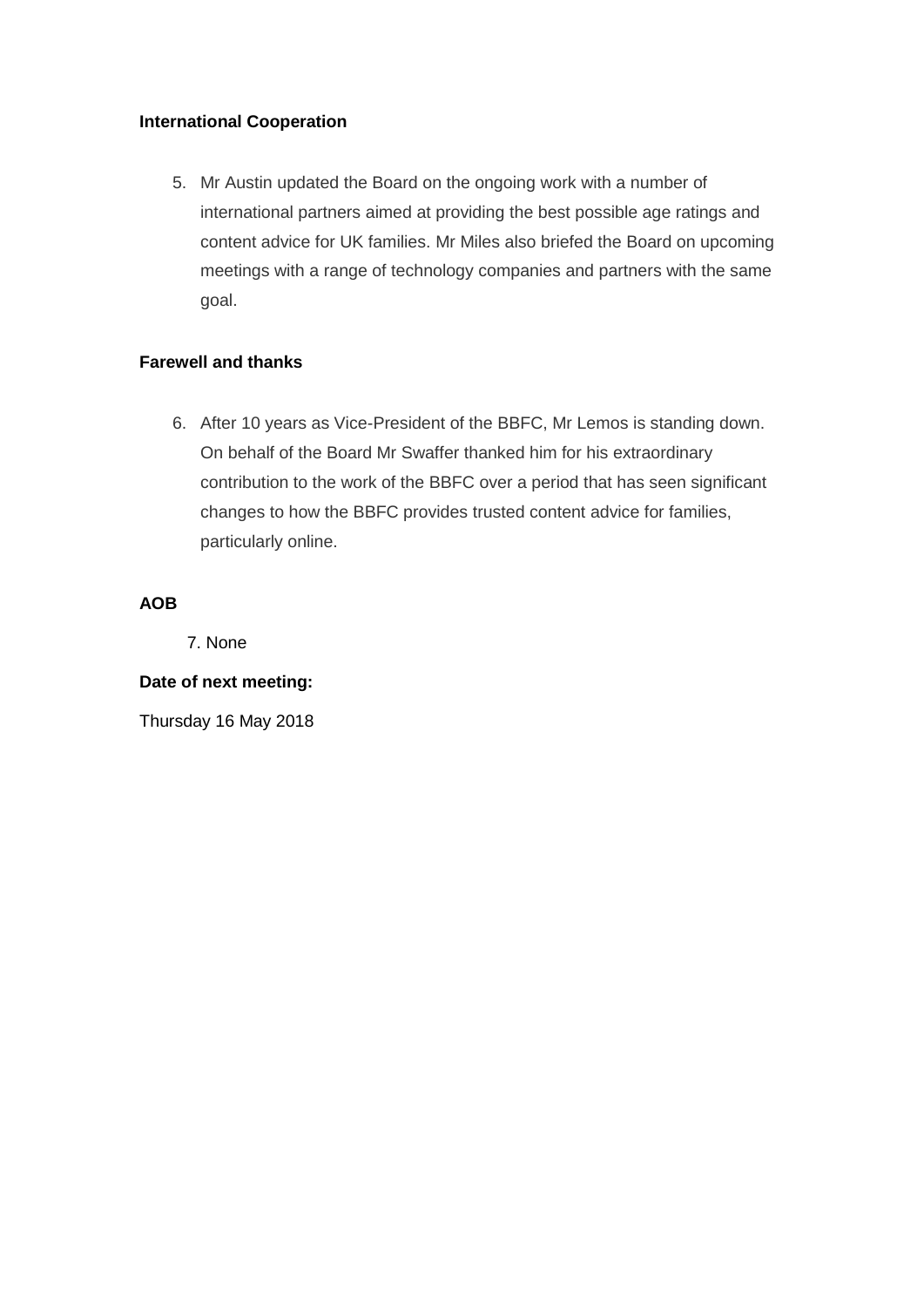**International Cooperation**

5. Mr Austin updated the Board on the ongoing work with a number of international partners aimed at providing the best possible age ratings and content advice for UK families. Mr Miles also briefed the Board on upcoming meetings with a range of technology companies and partners with the same goal.

**Farewell and thanks**

6. After 10 years as Vice-President of the BBFC, Mr Lemos is standing down. On behalf of the Board Mr Swaffer thanked him for his extraordinary contribution to the work of the BBFC over a period that has seen significant changes to how the BBFC provides trusted content advice for families, particularly online.

**AOB**

7. None

**Date of next meeting:**

Thursday 16 May 2018